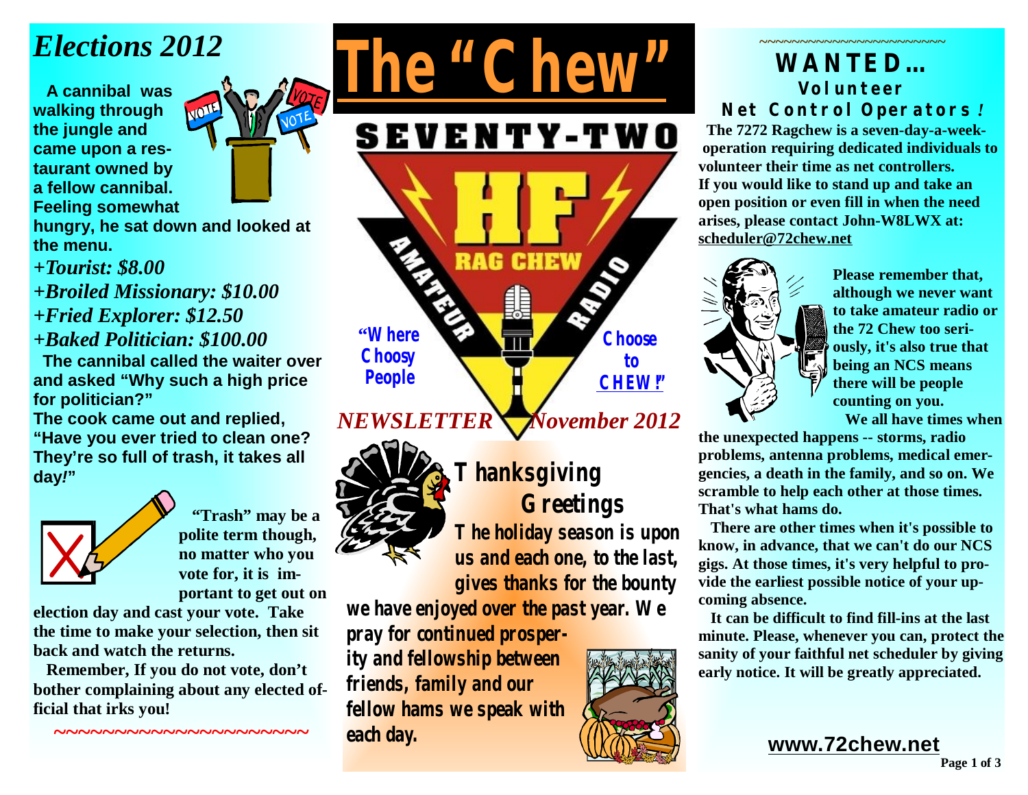# The "Chew"

SEVENTY-TWO

HF

AMATEUR RAG CHEW RADIO

"Where Choosy People Choose to CHEW!"

*NEWSLETTER* *November 2012*

## *Elections 2012*

**A cannibal was walking through the jungle and came upon a restaurant owned by a fellow cannibal. Feeling somewhat hungry, he sat down and looked at the menu.**

***+Tourist: $8.00***

***+Broiled Missionary: $10.00***

***+Fried Explorer: $12.50***

***+Baked Politician: $100.00***

**The cannibal called the waiter over and asked "Why such a high price for politician?"**

**The cook came out and replied, "Have you ever tried to clean one? They're so full of trash, it takes all day!"**

**"Trash" may be a polite term though, no matter who you vote for, it is important to get out on election day and cast your vote. Take the time to make your selection, then sit back and watch the returns.**

**Remember, If you do not vote, don't bother complaining about any elected official that irks you!**

~~~~~~~~~~~~~~~~~~~~~~

## Thanksgiving Greetings

**The holiday season is upon us and each one, to the last, gives thanks for the bounty we have enjoyed over the past year. We pray for continued prosperity and fellowship between friends, family and our fellow hams we speak with each day.**

~~~~~~~~~~~~~~~~~~~~~~

## WANTED…
### Volunteer Net Control Operators!

**The 7272 Ragchew is a seven-day-a-week-operation requiring dedicated individuals to volunteer their time as net controllers. If you would like to stand up and take an open position or even fill in when the need arises, please contact John-W8LWX at: scheduler@72chew.net**

**Please remember that, although we never want to take amateur radio or the 72 Chew too seriously, it's also true that being an NCS means there will be people counting on you.**

**We all have times when the unexpected happens -- storms, radio problems, antenna problems, medical emergencies, a death in the family, and so on. We scramble to help each other at those times. That's what hams do.**

**There are other times when it's possible to know, in advance, that we can't do our NCS gigs. At those times, it's very helpful to provide the earliest possible notice of your upcoming absence.**

**It can be difficult to find fill-ins at the last minute. Please, whenever you can, protect the sanity of your faithful net scheduler by giving early notice. It will be greatly appreciated.**

**www.72chew.net**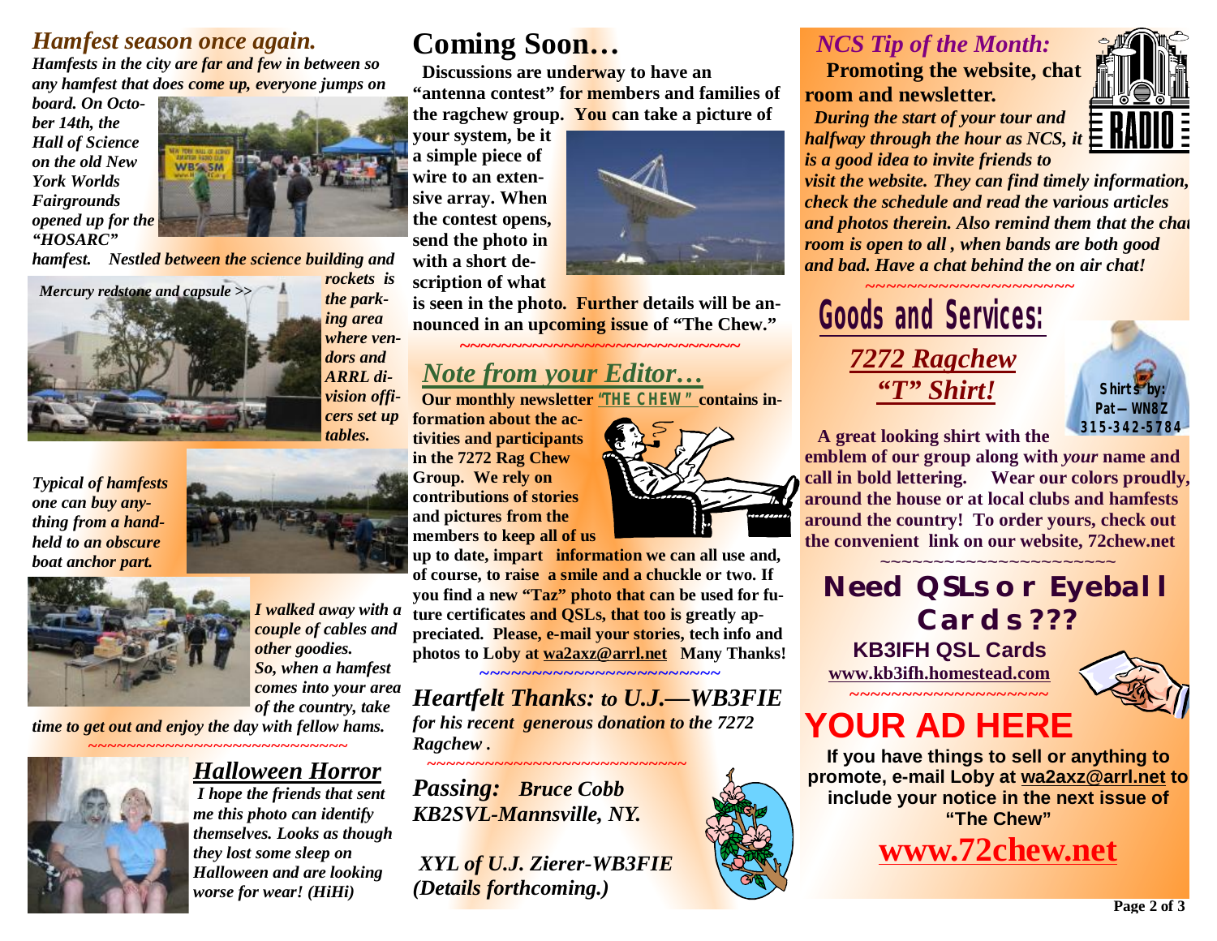## *Hamfest season once again.*

***Hamfests in the city are far and few in between so any hamfest that does come up, everyone jumps on board. On October 14th, the Hall of Science on the old New York Worlds Fairgrounds opened up for the "HOSARC" hamfest. Nestled between the science building and rockets is the parking area where vendors and ARRL division officers set up tables.***

*Mercury redstone and capsule >>*

***Typical of hamfests one can buy anything from a handheld to an obscure boat anchor part.***

***I walked away with a couple of cables and other goodies. So, when a hamfest comes into your area of the country, take time to get out and enjoy the day with fellow hams.***

~~~~~~~~~~~~~~~~~~~~~~~~~~~~

## *Halloween Horror*

***I hope the friends that sent me this photo can identify themselves. Looks as though they lost some sleep on Halloween and are looking worse for wear! (HiHi)***

# Coming Soon…

**Discussions are underway to have an "antenna contest" for members and families of the ragchew group. You can take a picture of your system, be it a simple piece of wire to an extensive array. When the contest opens, send the photo in with a short description of what is seen in the photo. Further details will be announced in an upcoming issue of "The Chew."**

~~~~~~~~~~~~~~~~~~~~~~~~~~~~~

## *Note from your Editor…*

**Our monthly newsletter "THE CHEW" contains information about the activities and participants in the 7272 Rag Chew Group. We rely on contributions of stories and pictures from the members to keep all of us up to date, impart information we can all use and, of course, to raise a smile and a chuckle or two. If you find a new "Taz" photo that can be used for future certificates and QSLs, that too is greatly appreciated. Please, e-mail your stories, tech info and photos to Loby at wa2axz@arrl.net Many Thanks!**

~~~~~~~~~~~~~~~~~~~~~~~~~

## *Heartfelt Thanks: to U.J.—WB3FIE*

***for his recent generous donation to the 7272 Ragchew .***

~~~~~~~~~~~~~~~~~~~~~~~~~~~~

***Passing: Bruce Cobb KB2SVL-Mannsville, NY.***

***XYL of U.J. Zierer-WB3FIE (Details forthcoming.)***

## *NCS Tip of the Month:*

**Promoting the website, chat room and newsletter.**

***During the start of your tour and halfway through the hour as NCS, it is a good idea to invite friends to visit the website. They can find timely information, check the schedule and read the various articles and photos therein. Also remind them that the chat room is open to all , when bands are both good and bad. Have a chat behind the on air chat!***

~~~~~~~~~~~~~~~~~~~~~

## Goods and Services:

### *7272 Ragchew "T" Shirt!*

**Shirts by: Pat—WN8Z 315-342-5784**

**A great looking shirt with the emblem of our group along with *your* name and call in bold lettering. Wear our colors proudly, around the house or at local clubs and hamfests around the country! To order yours, check out the convenient link on our website, 72chew.net**

~~~~~~~~~~~~~~~~~~~~~~~

## Need QSLs or Eyeball Cards???

**KB3IFH QSL Cards**
**www.kb3ifh.homestead.com**

~~~~~~~~~~~~~~~~~~~

# YOUR AD HERE

**If you have things to sell or anything to promote, e-mail Loby at wa2axz@arrl.net to include your notice in the next issue of "The Chew"**

## www.72chew.net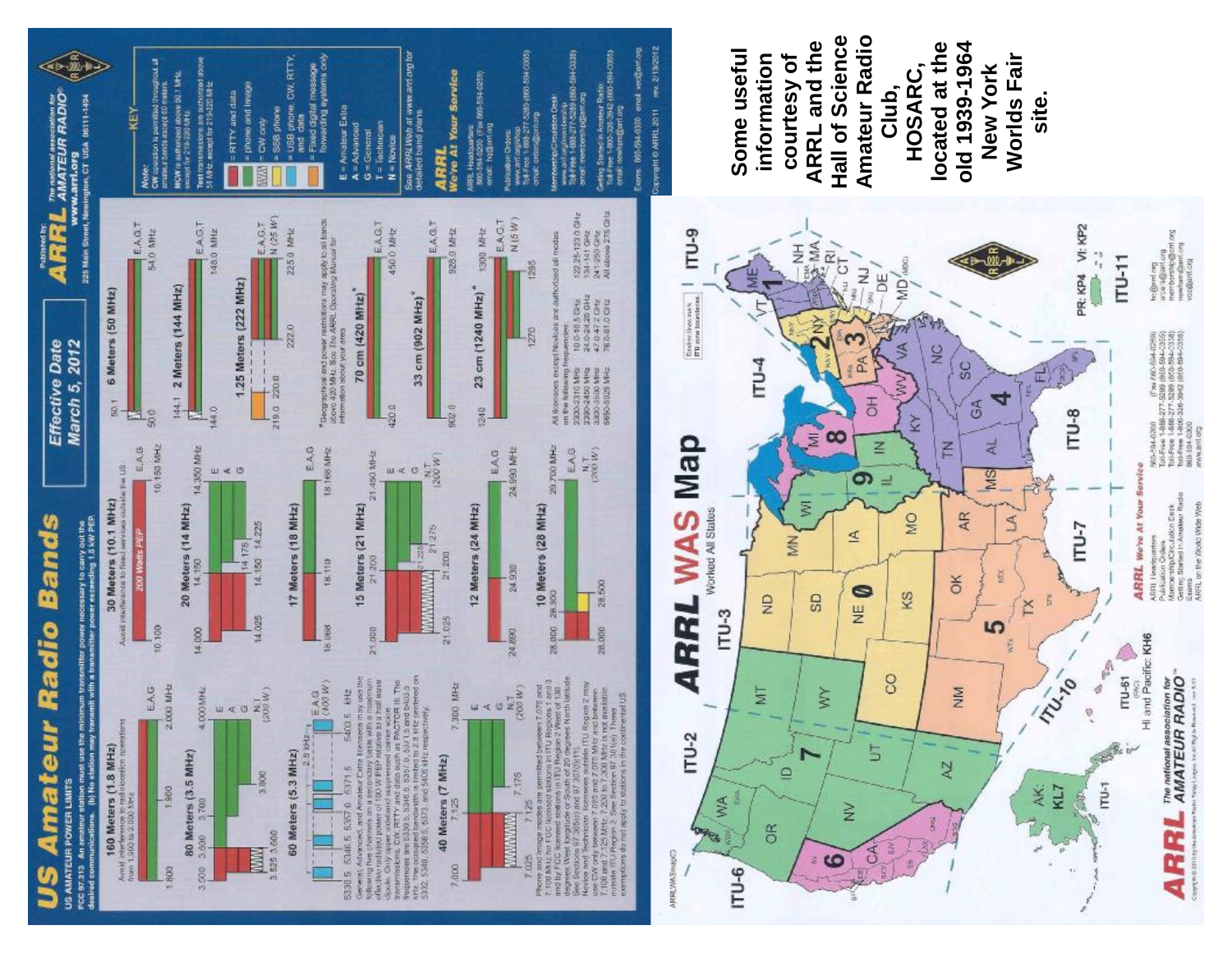# US Amateur Radio Bands

Effective Date March 5, 2012

# ARRL WAS Map

Worked All States

Some useful information courtesy of ARRL and the Hall of Science Amateur Radio Club, HOSARC, located at the old 1939-1964 New York Worlds Fair site.